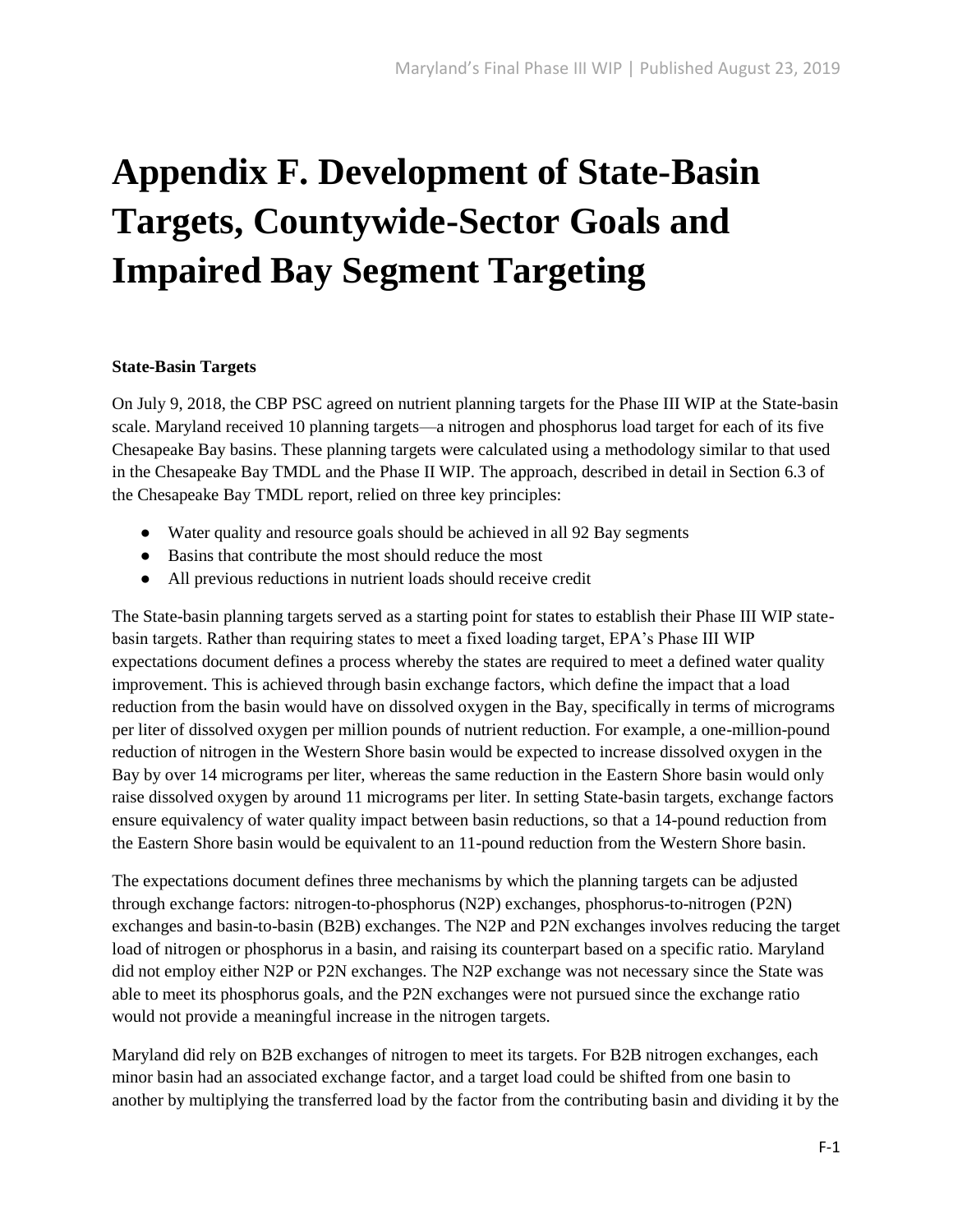# Appendix F. Development of State-Basin Targets, Countywide-Sector Goals and Impaired Bay Segment Targeting

**State-Basin Targets**

On July 9, 2018, the CBP PSC agreed on nutrient planning targets for the Phase III WIP at the State-basin scale. Maryland received 10 planning targets—a nitrogen and phosphorus load target for each of its five Chesapeake Bay basins. These planning targets were calculated using a methodology similar to that used in the Chesapeake Bay TMDL and the Phase II WIP. The approach, described in detail in Section 6.3 of the Chesapeake Bay TMDL report, relied on three key principles:

- Water quality and resource goals should be achieved in all 92 Bay segments
- Basins that contribute the most should reduce the most
- All previous reductions in nutrient loads should receive credit

The State-basin planning targets served as a starting point for states to establish their Phase III WIP state-basin targets. Rather than requiring states to meet a fixed loading target, EPA's Phase III WIP expectations document defines a process whereby the states are required to meet a defined water quality improvement. This is achieved through basin exchange factors, which define the impact that a load reduction from the basin would have on dissolved oxygen in the Bay, specifically in terms of micrograms per liter of dissolved oxygen per million pounds of nutrient reduction. For example, a one-million-pound reduction of nitrogen in the Western Shore basin would be expected to increase dissolved oxygen in the Bay by over 14 micrograms per liter, whereas the same reduction in the Eastern Shore basin would only raise dissolved oxygen by around 11 micrograms per liter. In setting State-basin targets, exchange factors ensure equivalency of water quality impact between basin reductions, so that a 14-pound reduction from the Eastern Shore basin would be equivalent to an 11-pound reduction from the Western Shore basin.

The expectations document defines three mechanisms by which the planning targets can be adjusted through exchange factors: nitrogen-to-phosphorus (N2P) exchanges, phosphorus-to-nitrogen (P2N) exchanges and basin-to-basin (B2B) exchanges. The N2P and P2N exchanges involves reducing the target load of nitrogen or phosphorus in a basin, and raising its counterpart based on a specific ratio. Maryland did not employ either N2P or P2N exchanges. The N2P exchange was not necessary since the State was able to meet its phosphorus goals, and the P2N exchanges were not pursued since the exchange ratio would not provide a meaningful increase in the nitrogen targets.

Maryland did rely on B2B exchanges of nitrogen to meet its targets. For B2B nitrogen exchanges, each minor basin had an associated exchange factor, and a target load could be shifted from one basin to another by multiplying the transferred load by the factor from the contributing basin and dividing it by the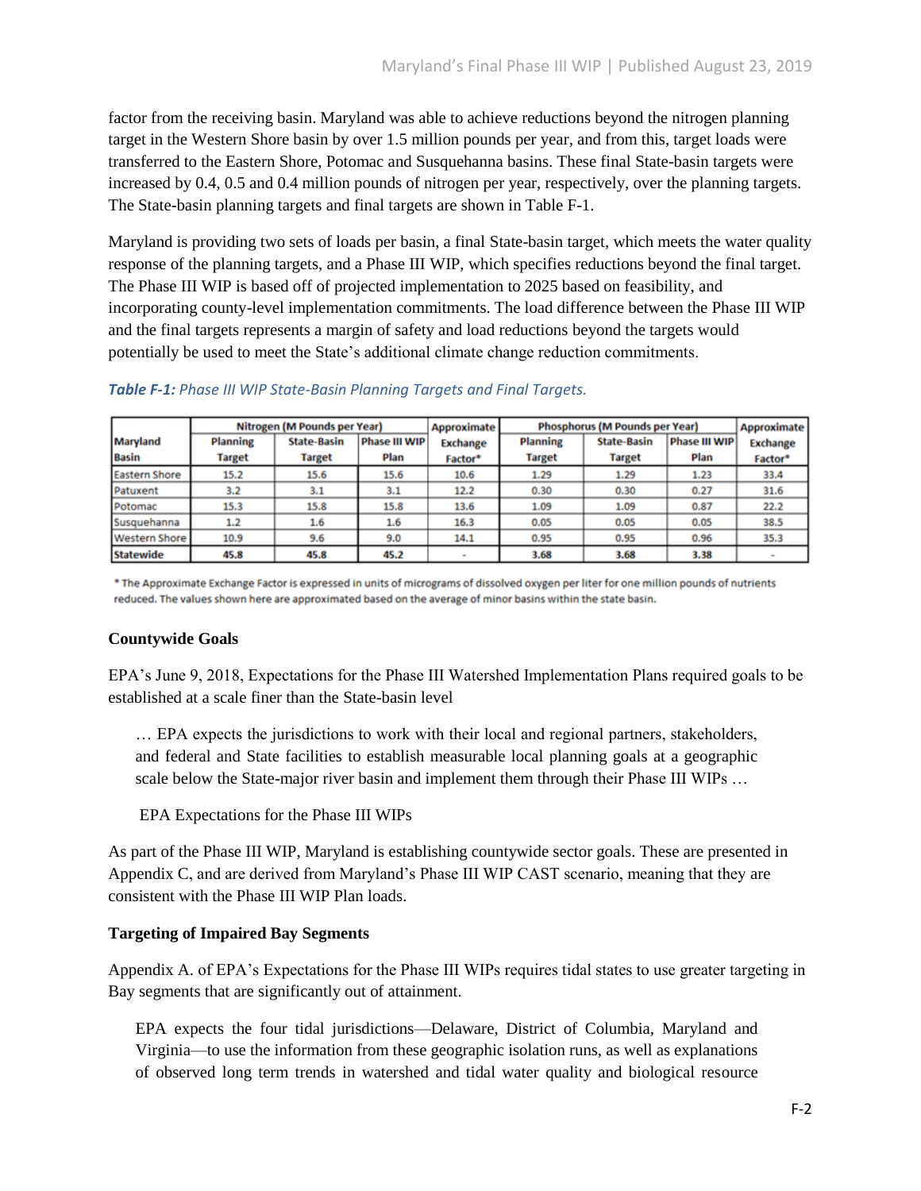factor from the receiving basin. Maryland was able to achieve reductions beyond the nitrogen planning target in the Western Shore basin by over 1.5 million pounds per year, and from this, target loads were transferred to the Eastern Shore, Potomac and Susquehanna basins. These final State-basin targets were increased by 0.4, 0.5 and 0.4 million pounds of nitrogen per year, respectively, over the planning targets. The State-basin planning targets and final targets are shown in Table F-1.

Maryland is providing two sets of loads per basin, a final State-basin target, which meets the water quality response of the planning targets, and a Phase III WIP, which specifies reductions beyond the final target. The Phase III WIP is based off of projected implementation to 2025 based on feasibility, and incorporating county-level implementation commitments. The load difference between the Phase III WIP and the final targets represents a margin of safety and load reductions beyond the targets would potentially be used to meet the State's additional climate change reduction commitments.

***Table F-1:*** *Phase III WIP State-Basin Planning Targets and Final Targets.*

| Maryland Basin | Nitrogen (M Pounds per Year) | | | Approximate Exchange Factor* | Phosphorus (M Pounds per Year) | | | Approximate Exchange Factor* |
|---|---|---|---|---|---|---|---|---|
| | Planning Target | State-Basin Target | Phase III WIP Plan | | Planning Target | State-Basin Target | Phase III WIP Plan | |
| Eastern Shore | 15.2 | 15.6 | 15.6 | 10.6 | 1.29 | 1.29 | 1.23 | 33.4 |
| Patuxent | 3.2 | 3.1 | 3.1 | 12.2 | 0.30 | 0.30 | 0.27 | 31.6 |
| Potomac | 15.3 | 15.8 | 15.8 | 13.6 | 1.09 | 1.09 | 0.87 | 22.2 |
| Susquehanna | 1.2 | 1.6 | 1.6 | 16.3 | 0.05 | 0.05 | 0.05 | 38.5 |
| Western Shore | 10.9 | 9.6 | 9.0 | 14.1 | 0.95 | 0.95 | 0.96 | 35.3 |
| **Statewide** | **45.8** | **45.8** | **45.2** | - | **3.68** | **3.68** | **3.38** | - |

\* The Approximate Exchange Factor is expressed in units of micrograms of dissolved oxygen per liter for one million pounds of nutrients reduced. The values shown here are approximated based on the average of minor basins within the state basin.

**Countywide Goals**

EPA's June 9, 2018, Expectations for the Phase III Watershed Implementation Plans required goals to be established at a scale finer than the State-basin level

> … EPA expects the jurisdictions to work with their local and regional partners, stakeholders, and federal and State facilities to establish measurable local planning goals at a geographic scale below the State-major river basin and implement them through their Phase III WIPs …
>
> EPA Expectations for the Phase III WIPs

As part of the Phase III WIP, Maryland is establishing countywide sector goals. These are presented in Appendix C, and are derived from Maryland's Phase III WIP CAST scenario, meaning that they are consistent with the Phase III WIP Plan loads.

**Targeting of Impaired Bay Segments**

Appendix A. of EPA's Expectations for the Phase III WIPs requires tidal states to use greater targeting in Bay segments that are significantly out of attainment.

> EPA expects the four tidal jurisdictions—Delaware, District of Columbia, Maryland and Virginia—to use the information from these geographic isolation runs, as well as explanations of observed long term trends in watershed and tidal water quality and biological resource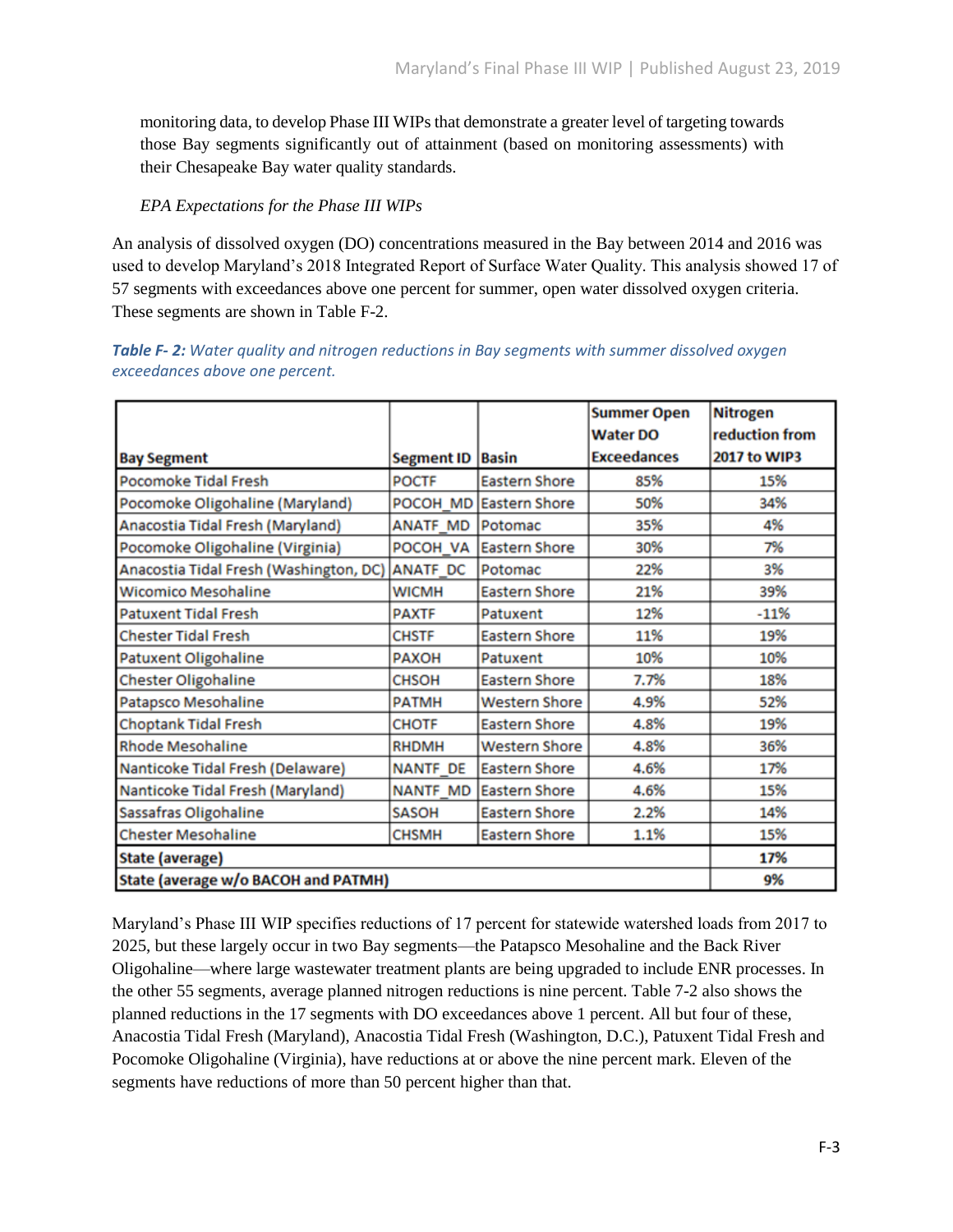monitoring data, to develop Phase III WIPs that demonstrate a greater level of targeting towards those Bay segments significantly out of attainment (based on monitoring assessments) with their Chesapeake Bay water quality standards.

*EPA Expectations for the Phase III WIPs*

An analysis of dissolved oxygen (DO) concentrations measured in the Bay between 2014 and 2016 was used to develop Maryland's 2018 Integrated Report of Surface Water Quality. This analysis showed 17 of 57 segments with exceedances above one percent for summer, open water dissolved oxygen criteria. These segments are shown in Table F-2.

***Table F- 2:*** *Water quality and nitrogen reductions in Bay segments with summer dissolved oxygen exceedances above one percent.*

| Bay Segment | Segment ID | Basin | Summer Open Water DO Exceedances | Nitrogen reduction from 2017 to WIP3 |
|---|---|---|---|---|
| Pocomoke Tidal Fresh | POCTF | Eastern Shore | 85% | 15% |
| Pocomoke Oligohaline (Maryland) | POCOH_MD | Eastern Shore | 50% | 34% |
| Anacostia Tidal Fresh (Maryland) | ANATF_MD | Potomac | 35% | 4% |
| Pocomoke Oligohaline (Virginia) | POCOH_VA | Eastern Shore | 30% | 7% |
| Anacostia Tidal Fresh (Washington, DC) | ANATF_DC | Potomac | 22% | 3% |
| Wicomico Mesohaline | WICMH | Eastern Shore | 21% | 39% |
| Patuxent Tidal Fresh | PAXTF | Patuxent | 12% | -11% |
| Chester Tidal Fresh | CHSTF | Eastern Shore | 11% | 19% |
| Patuxent Oligohaline | PAXOH | Patuxent | 10% | 10% |
| Chester Oligohaline | CHSOH | Eastern Shore | 7.7% | 18% |
| Patapsco Mesohaline | PATMH | Western Shore | 4.9% | 52% |
| Choptank Tidal Fresh | CHOTF | Eastern Shore | 4.8% | 19% |
| Rhode Mesohaline | RHDMH | Western Shore | 4.8% | 36% |
| Nanticoke Tidal Fresh (Delaware) | NANTF_DE | Eastern Shore | 4.6% | 17% |
| Nanticoke Tidal Fresh (Maryland) | NANTF_MD | Eastern Shore | 4.6% | 15% |
| Sassafras Oligohaline | SASOH | Eastern Shore | 2.2% | 14% |
| Chester Mesohaline | CHSMH | Eastern Shore | 1.1% | 15% |
| **State (average)** | | | | **17%** |
| **State (average w/o BACOH and PATMH)** | | | | **9%** |

Maryland's Phase III WIP specifies reductions of 17 percent for statewide watershed loads from 2017 to 2025, but these largely occur in two Bay segments—the Patapsco Mesohaline and the Back River Oligohaline—where large wastewater treatment plants are being upgraded to include ENR processes. In the other 55 segments, average planned nitrogen reductions is nine percent. Table 7-2 also shows the planned reductions in the 17 segments with DO exceedances above 1 percent. All but four of these, Anacostia Tidal Fresh (Maryland), Anacostia Tidal Fresh (Washington, D.C.), Patuxent Tidal Fresh and Pocomoke Oligohaline (Virginia), have reductions at or above the nine percent mark. Eleven of the segments have reductions of more than 50 percent higher than that.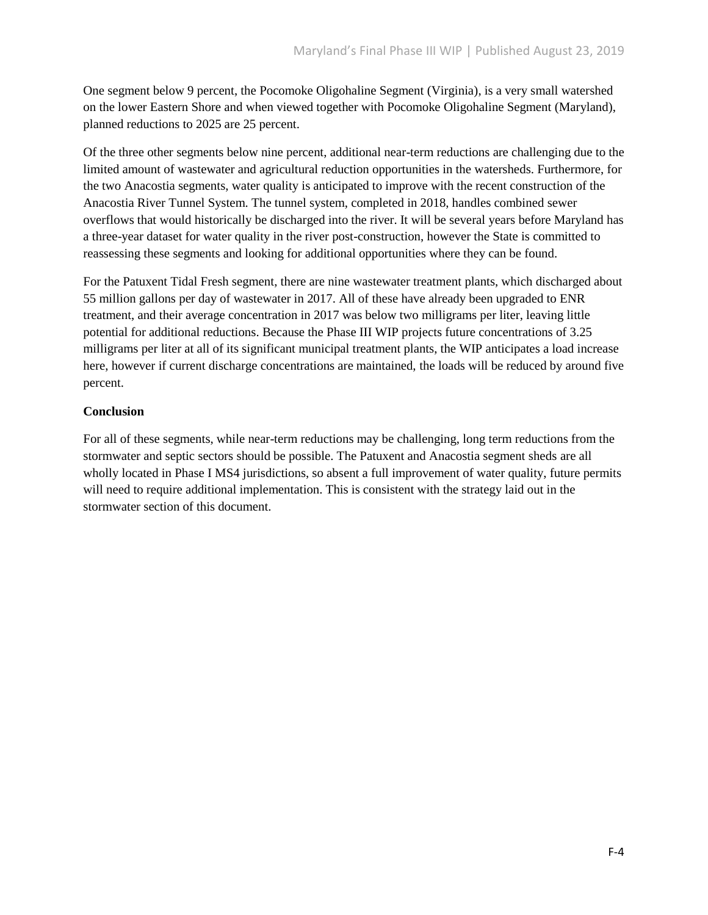One segment below 9 percent, the Pocomoke Oligohaline Segment (Virginia), is a very small watershed on the lower Eastern Shore and when viewed together with Pocomoke Oligohaline Segment (Maryland), planned reductions to 2025 are 25 percent.

Of the three other segments below nine percent, additional near-term reductions are challenging due to the limited amount of wastewater and agricultural reduction opportunities in the watersheds. Furthermore, for the two Anacostia segments, water quality is anticipated to improve with the recent construction of the Anacostia River Tunnel System. The tunnel system, completed in 2018, handles combined sewer overflows that would historically be discharged into the river. It will be several years before Maryland has a three-year dataset for water quality in the river post-construction, however the State is committed to reassessing these segments and looking for additional opportunities where they can be found.

For the Patuxent Tidal Fresh segment, there are nine wastewater treatment plants, which discharged about 55 million gallons per day of wastewater in 2017. All of these have already been upgraded to ENR treatment, and their average concentration in 2017 was below two milligrams per liter, leaving little potential for additional reductions. Because the Phase III WIP projects future concentrations of 3.25 milligrams per liter at all of its significant municipal treatment plants, the WIP anticipates a load increase here, however if current discharge concentrations are maintained, the loads will be reduced by around five percent.

**Conclusion**

For all of these segments, while near-term reductions may be challenging, long term reductions from the stormwater and septic sectors should be possible. The Patuxent and Anacostia segment sheds are all wholly located in Phase I MS4 jurisdictions, so absent a full improvement of water quality, future permits will need to require additional implementation. This is consistent with the strategy laid out in the stormwater section of this document.